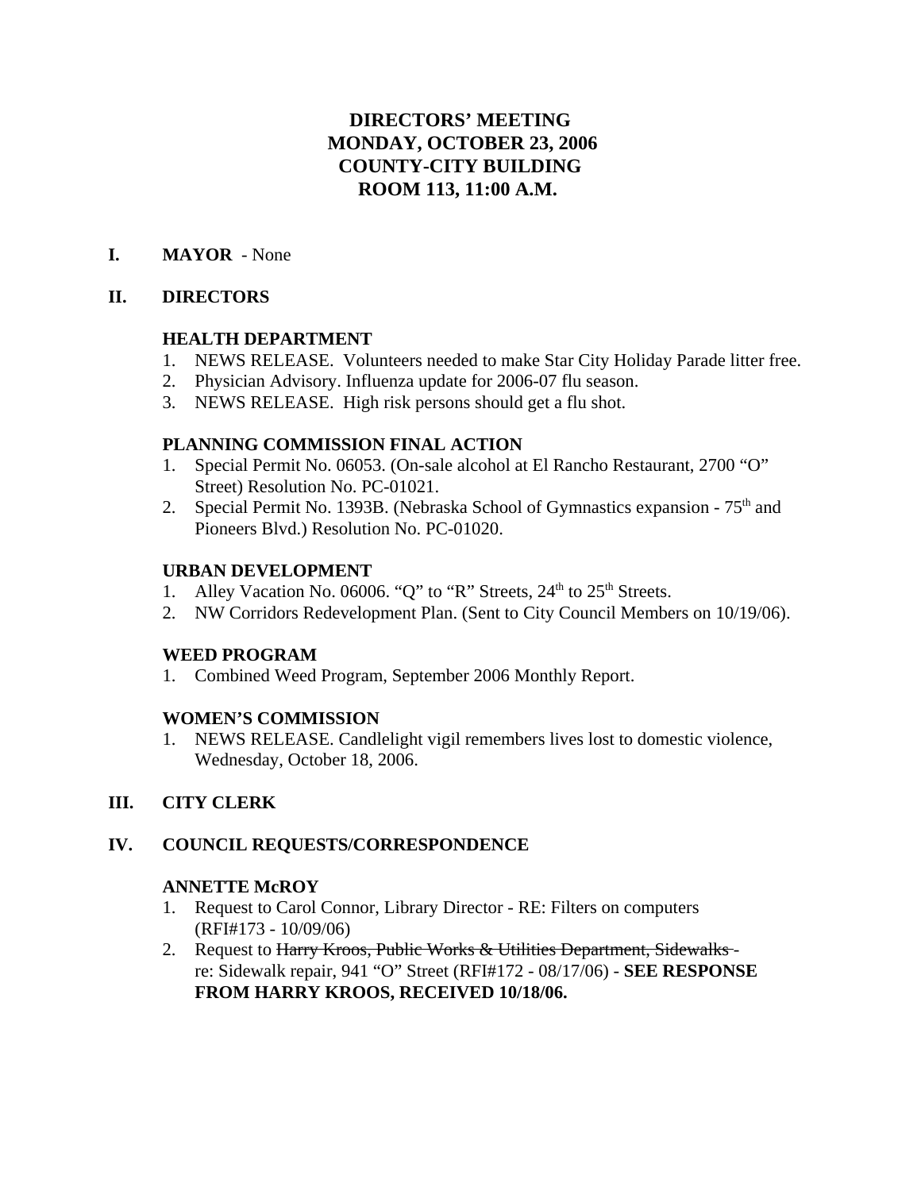# DIRECTORS' MEETING
# MONDAY, OCTOBER 23, 2006
# COUNTY-CITY BUILDING
# ROOM 113, 11:00 A.M.

**I. MAYOR** - None

**II. DIRECTORS**

**HEALTH DEPARTMENT**

1. NEWS RELEASE. Volunteers needed to make Star City Holiday Parade litter free.
2. Physician Advisory. Influenza update for 2006-07 flu season.
3. NEWS RELEASE. High risk persons should get a flu shot.

**PLANNING COMMISSION FINAL ACTION**

1. Special Permit No. 06053. (On-sale alcohol at El Rancho Restaurant, 2700 "O" Street) Resolution No. PC-01021.
2. Special Permit No. 1393B. (Nebraska School of Gymnastics expansion - 75th and Pioneers Blvd.) Resolution No. PC-01020.

**URBAN DEVELOPMENT**

1. Alley Vacation No. 06006. "Q" to "R" Streets, 24th to 25th Streets.
2. NW Corridors Redevelopment Plan. (Sent to City Council Members on 10/19/06).

**WEED PROGRAM**

1. Combined Weed Program, September 2006 Monthly Report.

**WOMEN'S COMMISSION**

1. NEWS RELEASE. Candlelight vigil remembers lives lost to domestic violence, Wednesday, October 18, 2006.

**III. CITY CLERK**

**IV. COUNCIL REQUESTS/CORRESPONDENCE**

**ANNETTE McROY**

1. Request to Carol Connor, Library Director - RE: Filters on computers (RFI#173 - 10/09/06)
2. Request to ~~Harry Kroos, Public Works & Utilities Department, Sidewalks -~~ re: Sidewalk repair, 941 "O" Street (RFI#172 - 08/17/06) - **SEE RESPONSE FROM HARRY KROOS, RECEIVED 10/18/06.**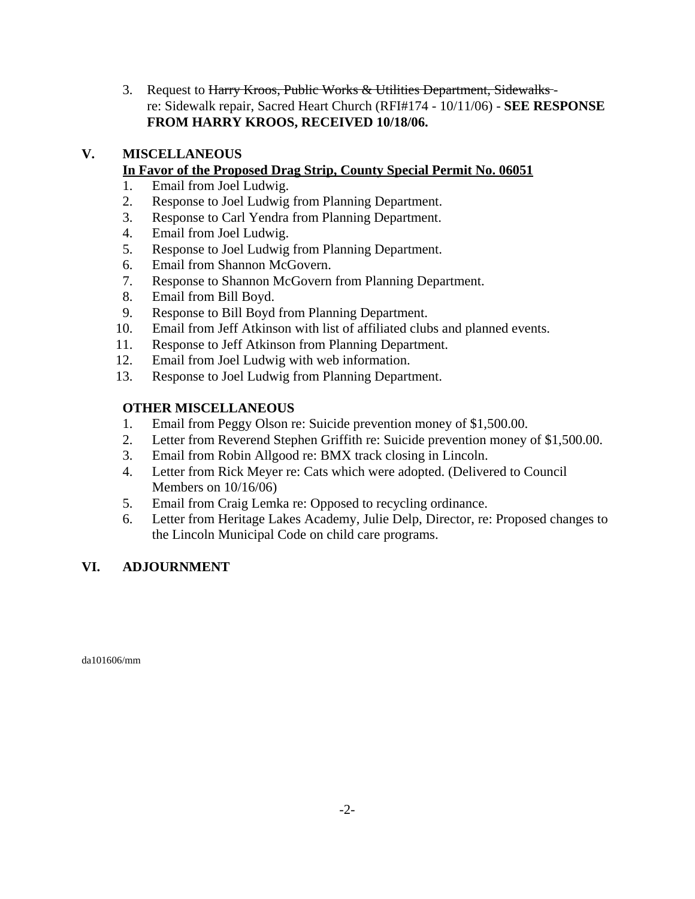3. Request to ~~Harry Kroos, Public Works & Utilities Department, Sidewalks~~ - re: Sidewalk repair, Sacred Heart Church (RFI#174 - 10/11/06) - **SEE RESPONSE FROM HARRY KROOS, RECEIVED 10/18/06.**

## V. MISCELLANEOUS

**<u>In Favor of the Proposed Drag Strip, County Special Permit No. 06051</u>**

1. Email from Joel Ludwig.
2. Response to Joel Ludwig from Planning Department.
3. Response to Carl Yendra from Planning Department.
4. Email from Joel Ludwig.
5. Response to Joel Ludwig from Planning Department.
6. Email from Shannon McGovern.
7. Response to Shannon McGovern from Planning Department.
8. Email from Bill Boyd.
9. Response to Bill Boyd from Planning Department.
10. Email from Jeff Atkinson with list of affiliated clubs and planned events.
11. Response to Jeff Atkinson from Planning Department.
12. Email from Joel Ludwig with web information.
13. Response to Joel Ludwig from Planning Department.

**OTHER MISCELLANEOUS**

1. Email from Peggy Olson re: Suicide prevention money of $1,500.00.
2. Letter from Reverend Stephen Griffith re: Suicide prevention money of $1,500.00.
3. Email from Robin Allgood re: BMX track closing in Lincoln.
4. Letter from Rick Meyer re: Cats which were adopted. (Delivered to Council Members on 10/16/06)
5. Email from Craig Lemka re: Opposed to recycling ordinance.
6. Letter from Heritage Lakes Academy, Julie Delp, Director, re: Proposed changes to the Lincoln Municipal Code on child care programs.

## VI. ADJOURNMENT

da101606/mm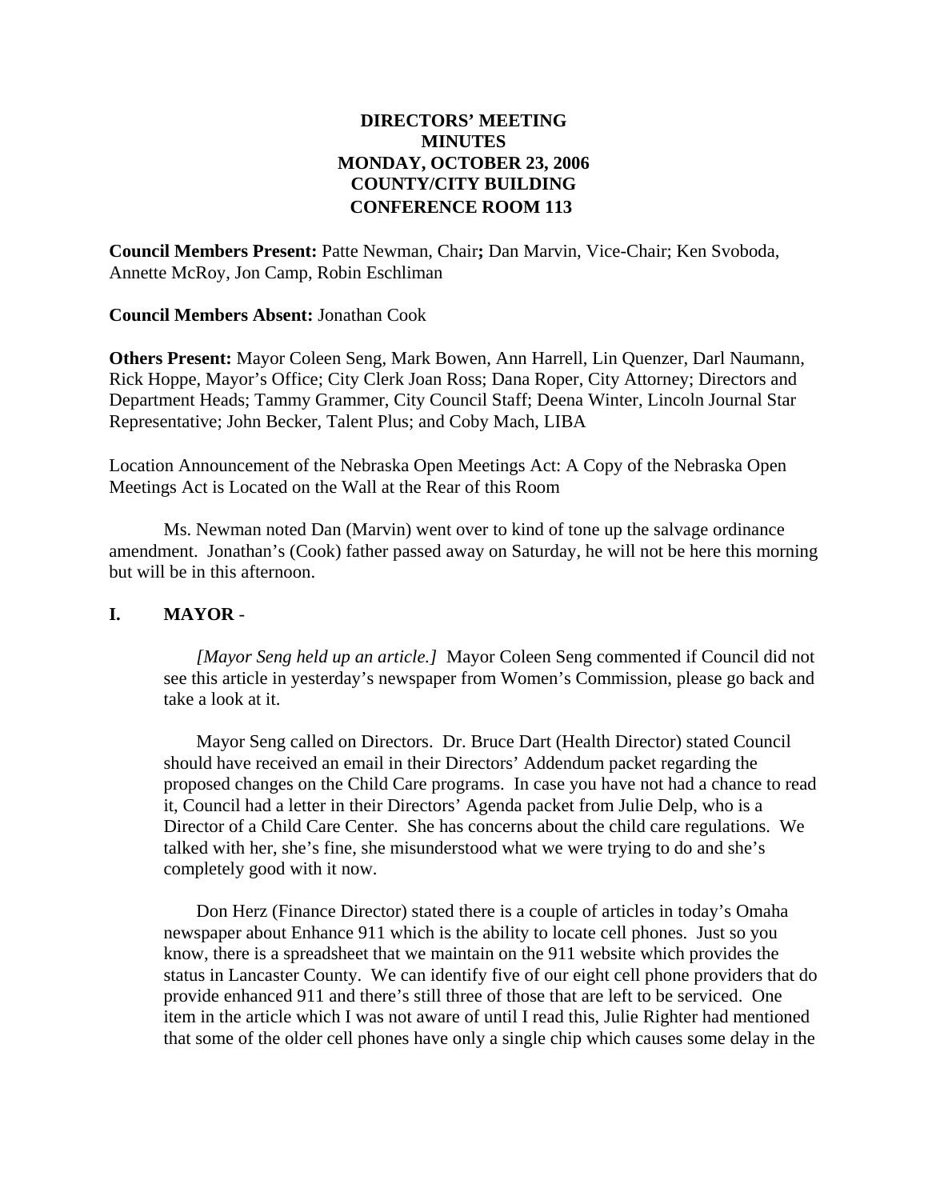**DIRECTORS' MEETING**
**MINUTES**
**MONDAY, OCTOBER 23, 2006**
**COUNTY/CITY BUILDING**
**CONFERENCE ROOM 113**

**Council Members Present:** Patte Newman, Chair**;** Dan Marvin, Vice-Chair; Ken Svoboda, Annette McRoy, Jon Camp, Robin Eschliman

**Council Members Absent:** Jonathan Cook

**Others Present:** Mayor Coleen Seng, Mark Bowen, Ann Harrell, Lin Quenzer, Darl Naumann, Rick Hoppe, Mayor's Office; City Clerk Joan Ross; Dana Roper, City Attorney; Directors and Department Heads; Tammy Grammer, City Council Staff; Deena Winter, Lincoln Journal Star Representative; John Becker, Talent Plus; and Coby Mach, LIBA

Location Announcement of the Nebraska Open Meetings Act: A Copy of the Nebraska Open Meetings Act is Located on the Wall at the Rear of this Room

Ms. Newman noted Dan (Marvin) went over to kind of tone up the salvage ordinance amendment. Jonathan's (Cook) father passed away on Saturday, he will not be here this morning but will be in this afternoon.

## I. MAYOR -

*[Mayor Seng held up an article.]* Mayor Coleen Seng commented if Council did not see this article in yesterday's newspaper from Women's Commission, please go back and take a look at it.

Mayor Seng called on Directors. Dr. Bruce Dart (Health Director) stated Council should have received an email in their Directors' Addendum packet regarding the proposed changes on the Child Care programs. In case you have not had a chance to read it, Council had a letter in their Directors' Agenda packet from Julie Delp, who is a Director of a Child Care Center. She has concerns about the child care regulations. We talked with her, she's fine, she misunderstood what we were trying to do and she's completely good with it now.

Don Herz (Finance Director) stated there is a couple of articles in today's Omaha newspaper about Enhance 911 which is the ability to locate cell phones. Just so you know, there is a spreadsheet that we maintain on the 911 website which provides the status in Lancaster County. We can identify five of our eight cell phone providers that do provide enhanced 911 and there's still three of those that are left to be serviced. One item in the article which I was not aware of until I read this, Julie Righter had mentioned that some of the older cell phones have only a single chip which causes some delay in the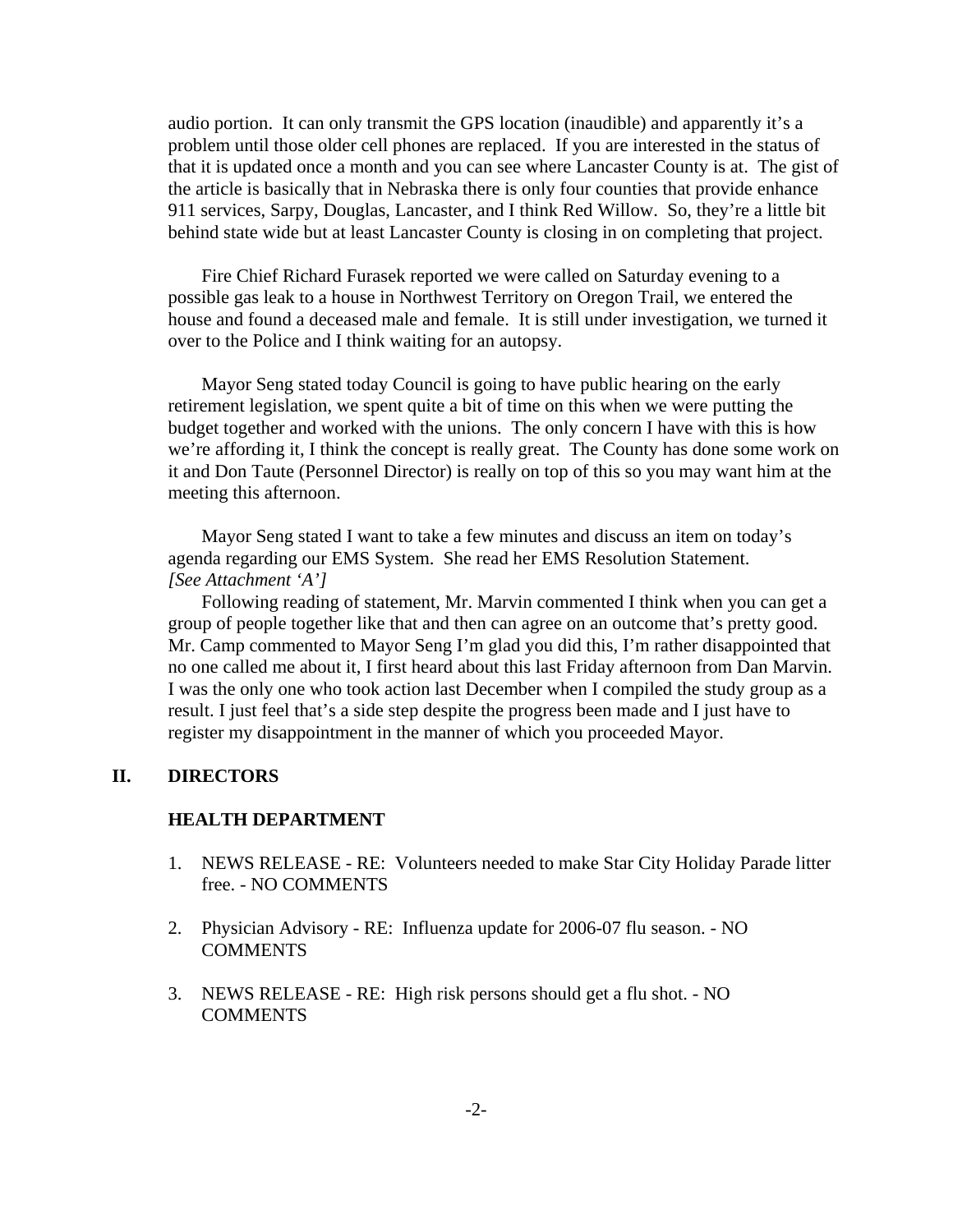audio portion. It can only transmit the GPS location (inaudible) and apparently it's a problem until those older cell phones are replaced. If you are interested in the status of that it is updated once a month and you can see where Lancaster County is at. The gist of the article is basically that in Nebraska there is only four counties that provide enhance 911 services, Sarpy, Douglas, Lancaster, and I think Red Willow. So, they're a little bit behind state wide but at least Lancaster County is closing in on completing that project.

Fire Chief Richard Furasek reported we were called on Saturday evening to a possible gas leak to a house in Northwest Territory on Oregon Trail, we entered the house and found a deceased male and female. It is still under investigation, we turned it over to the Police and I think waiting for an autopsy.

Mayor Seng stated today Council is going to have public hearing on the early retirement legislation, we spent quite a bit of time on this when we were putting the budget together and worked with the unions. The only concern I have with this is how we're affording it, I think the concept is really great. The County has done some work on it and Don Taute (Personnel Director) is really on top of this so you may want him at the meeting this afternoon.

Mayor Seng stated I want to take a few minutes and discuss an item on today's agenda regarding our EMS System. She read her EMS Resolution Statement. *[See Attachment 'A']*

Following reading of statement, Mr. Marvin commented I think when you can get a group of people together like that and then can agree on an outcome that's pretty good. Mr. Camp commented to Mayor Seng I'm glad you did this, I'm rather disappointed that no one called me about it, I first heard about this last Friday afternoon from Dan Marvin. I was the only one who took action last December when I compiled the study group as a result. I just feel that's a side step despite the progress been made and I just have to register my disappointment in the manner of which you proceeded Mayor.

## II. DIRECTORS

### HEALTH DEPARTMENT

1. NEWS RELEASE - RE: Volunteers needed to make Star City Holiday Parade litter free. - NO COMMENTS

2. Physician Advisory - RE: Influenza update for 2006-07 flu season. - NO COMMENTS

3. NEWS RELEASE - RE: High risk persons should get a flu shot. - NO COMMENTS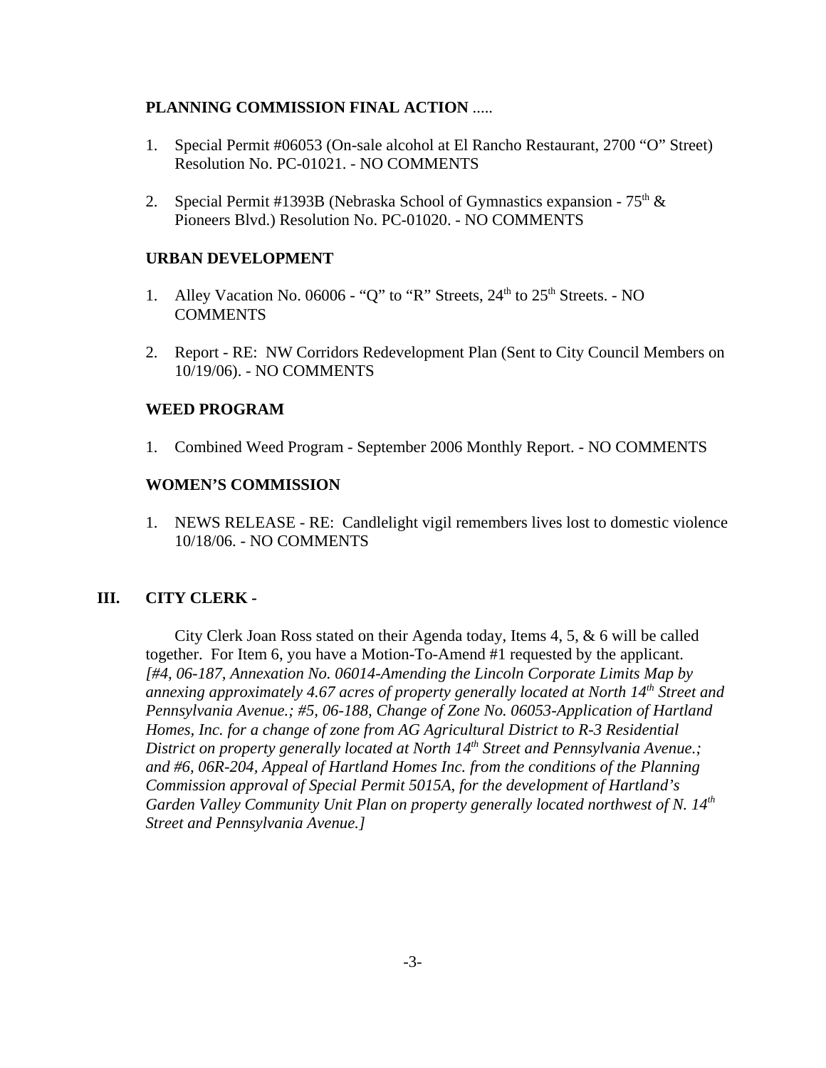**PLANNING COMMISSION FINAL ACTION** .....

1. Special Permit #06053 (On-sale alcohol at El Rancho Restaurant, 2700 "O" Street) Resolution No. PC-01021. - NO COMMENTS

2. Special Permit #1393B (Nebraska School of Gymnastics expansion - 75th & Pioneers Blvd.) Resolution No. PC-01020. - NO COMMENTS

**URBAN DEVELOPMENT**

1. Alley Vacation No. 06006 - "Q" to "R" Streets, 24th to 25th Streets. - NO COMMENTS

2. Report - RE: NW Corridors Redevelopment Plan (Sent to City Council Members on 10/19/06). - NO COMMENTS

**WEED PROGRAM**

1. Combined Weed Program - September 2006 Monthly Report. - NO COMMENTS

**WOMEN'S COMMISSION**

1. NEWS RELEASE - RE: Candlelight vigil remembers lives lost to domestic violence 10/18/06. - NO COMMENTS

## III. CITY CLERK -

City Clerk Joan Ross stated on their Agenda today, Items 4, 5, & 6 will be called together. For Item 6, you have a Motion-To-Amend #1 requested by the applicant. *[#4, 06-187, Annexation No. 06014-Amending the Lincoln Corporate Limits Map by annexing approximately 4.67 acres of property generally located at North 14th Street and Pennsylvania Avenue.; #5, 06-188, Change of Zone No. 06053-Application of Hartland Homes, Inc. for a change of zone from AG Agricultural District to R-3 Residential District on property generally located at North 14th Street and Pennsylvania Avenue.; and #6, 06R-204, Appeal of Hartland Homes Inc. from the conditions of the Planning Commission approval of Special Permit 5015A, for the development of Hartland's Garden Valley Community Unit Plan on property generally located northwest of N. 14th Street and Pennsylvania Avenue.]*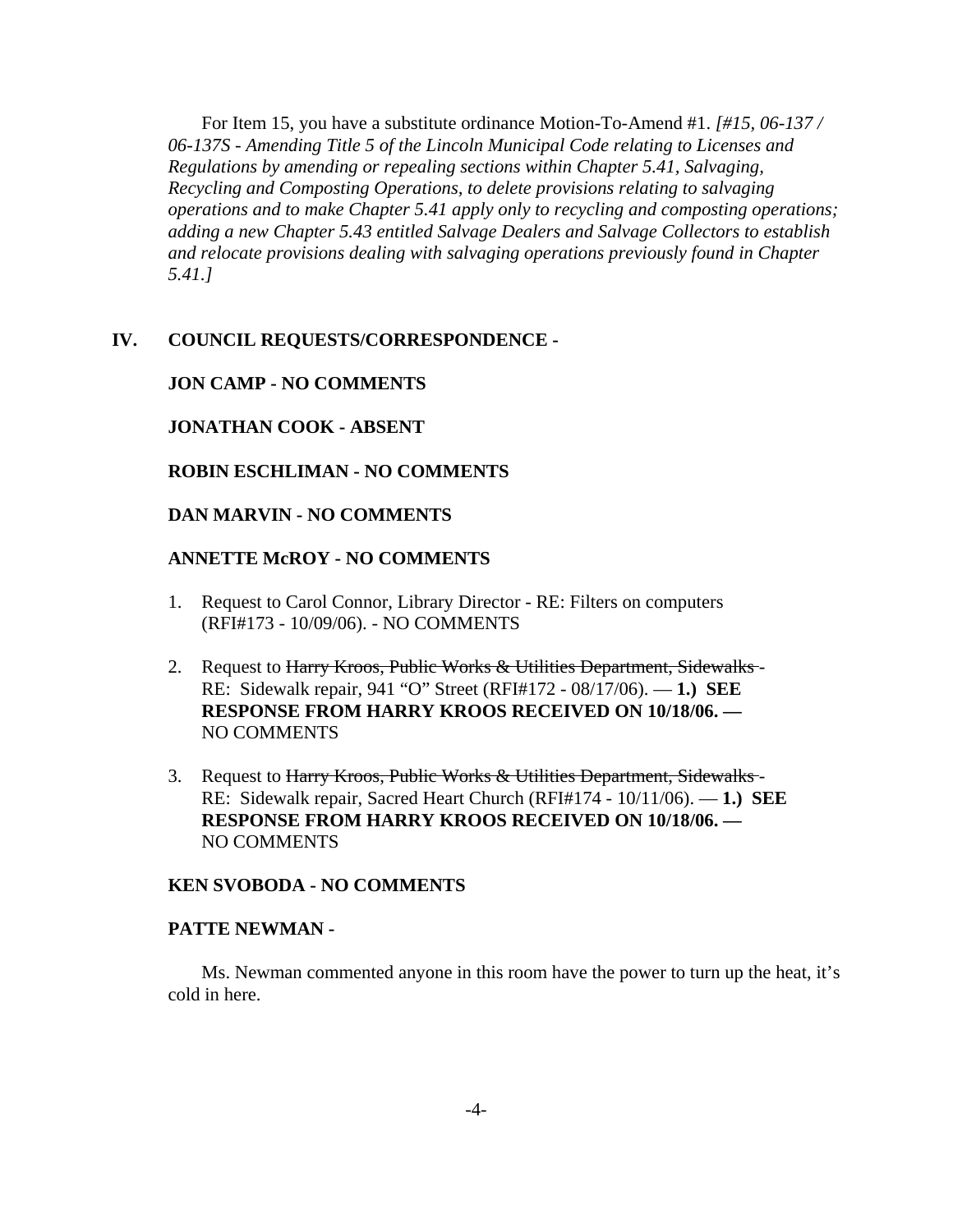For Item 15, you have a substitute ordinance Motion-To-Amend #1. *[#15, 06-137 / 06-137S - Amending Title 5 of the Lincoln Municipal Code relating to Licenses and Regulations by amending or repealing sections within Chapter 5.41, Salvaging, Recycling and Composting Operations, to delete provisions relating to salvaging operations and to make Chapter 5.41 apply only to recycling and composting operations; adding a new Chapter 5.43 entitled Salvage Dealers and Salvage Collectors to establish and relocate provisions dealing with salvaging operations previously found in Chapter 5.41.]*

## IV. COUNCIL REQUESTS/CORRESPONDENCE -

**JON CAMP - NO COMMENTS**

**JONATHAN COOK - ABSENT**

**ROBIN ESCHLIMAN - NO COMMENTS**

**DAN MARVIN - NO COMMENTS**

**ANNETTE McROY - NO COMMENTS**

1. Request to Carol Connor, Library Director - RE: Filters on computers (RFI#173 - 10/09/06). - NO COMMENTS

2. Request to ~~Harry Kroos, Public Works & Utilities Department, Sidewalks~~ - RE: Sidewalk repair, 941 "O" Street (RFI#172 - 08/17/06). — **1.) SEE RESPONSE FROM HARRY KROOS RECEIVED ON 10/18/06. —** NO COMMENTS

3. Request to ~~Harry Kroos, Public Works & Utilities Department, Sidewalks~~ - RE: Sidewalk repair, Sacred Heart Church (RFI#174 - 10/11/06). — **1.) SEE RESPONSE FROM HARRY KROOS RECEIVED ON 10/18/06. —** NO COMMENTS

**KEN SVOBODA - NO COMMENTS**

**PATTE NEWMAN -**

Ms. Newman commented anyone in this room have the power to turn up the heat, it's cold in here.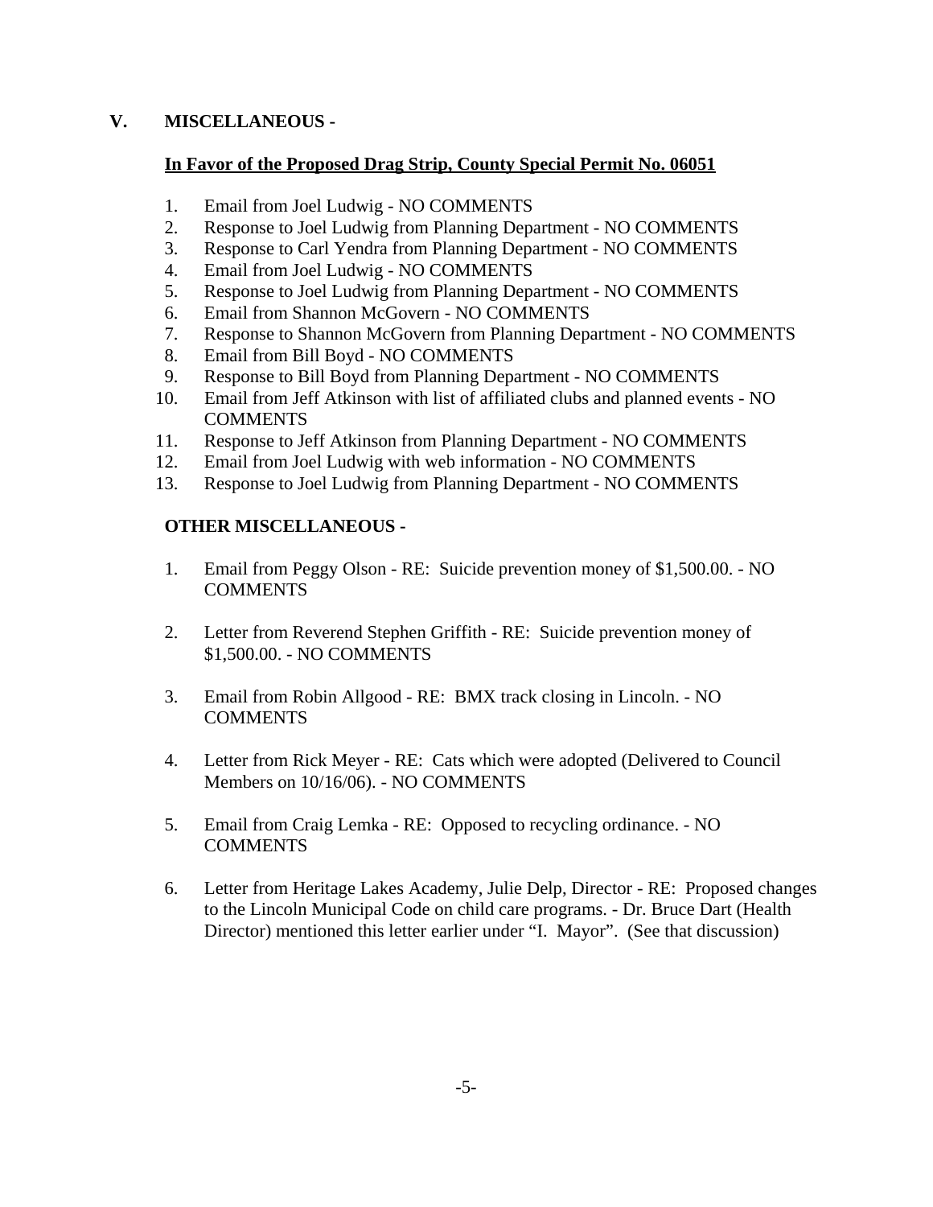## V. MISCELLANEOUS -

**<u>In Favor of the Proposed Drag Strip, County Special Permit No. 06051</u>**

1. Email from Joel Ludwig - NO COMMENTS
2. Response to Joel Ludwig from Planning Department - NO COMMENTS
3. Response to Carl Yendra from Planning Department - NO COMMENTS
4. Email from Joel Ludwig - NO COMMENTS
5. Response to Joel Ludwig from Planning Department - NO COMMENTS
6. Email from Shannon McGovern - NO COMMENTS
7. Response to Shannon McGovern from Planning Department - NO COMMENTS
8. Email from Bill Boyd - NO COMMENTS
9. Response to Bill Boyd from Planning Department - NO COMMENTS
10. Email from Jeff Atkinson with list of affiliated clubs and planned events - NO COMMENTS
11. Response to Jeff Atkinson from Planning Department - NO COMMENTS
12. Email from Joel Ludwig with web information - NO COMMENTS
13. Response to Joel Ludwig from Planning Department - NO COMMENTS

**OTHER MISCELLANEOUS -**

1. Email from Peggy Olson - RE: Suicide prevention money of $1,500.00. - NO COMMENTS

2. Letter from Reverend Stephen Griffith - RE: Suicide prevention money of $1,500.00. - NO COMMENTS

3. Email from Robin Allgood - RE: BMX track closing in Lincoln. - NO COMMENTS

4. Letter from Rick Meyer - RE: Cats which were adopted (Delivered to Council Members on 10/16/06). - NO COMMENTS

5. Email from Craig Lemka - RE: Opposed to recycling ordinance. - NO COMMENTS

6. Letter from Heritage Lakes Academy, Julie Delp, Director - RE: Proposed changes to the Lincoln Municipal Code on child care programs. - Dr. Bruce Dart (Health Director) mentioned this letter earlier under "I. Mayor". (See that discussion)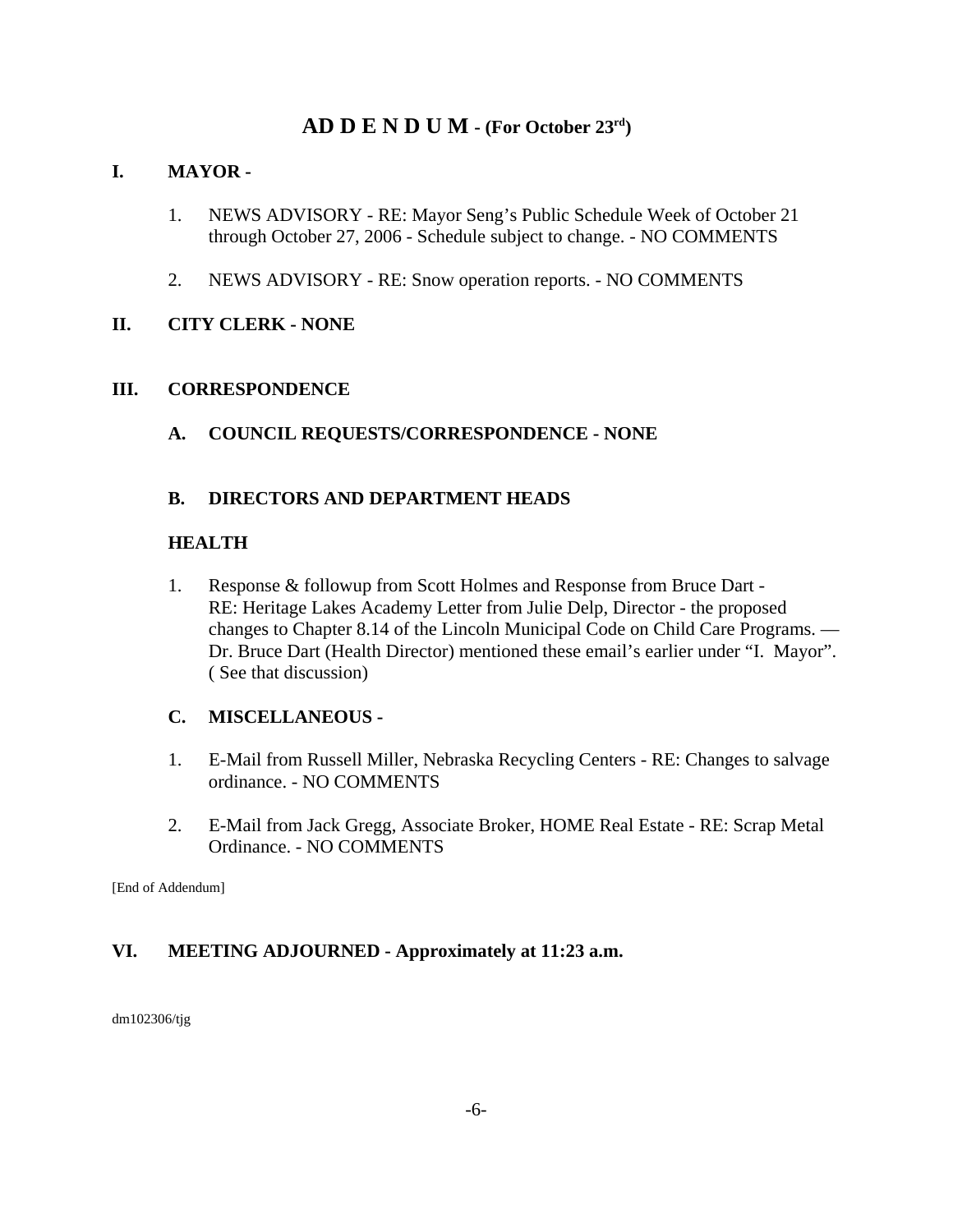# AD D E N D U M - (For October 23rd)

## I. MAYOR -

1. NEWS ADVISORY - RE: Mayor Seng's Public Schedule Week of October 21 through October 27, 2006 - Schedule subject to change. - NO COMMENTS

2. NEWS ADVISORY - RE: Snow operation reports. - NO COMMENTS

## II. CITY CLERK - NONE

## III. CORRESPONDENCE

### A. COUNCIL REQUESTS/CORRESPONDENCE - NONE

### B. DIRECTORS AND DEPARTMENT HEADS

**HEALTH**

1. Response & followup from Scott Holmes and Response from Bruce Dart - RE: Heritage Lakes Academy Letter from Julie Delp, Director - the proposed changes to Chapter 8.14 of the Lincoln Municipal Code on Child Care Programs. — Dr. Bruce Dart (Health Director) mentioned these email's earlier under "I. Mayor". ( See that discussion)

### C. MISCELLANEOUS -

1. E-Mail from Russell Miller, Nebraska Recycling Centers - RE: Changes to salvage ordinance. - NO COMMENTS

2. E-Mail from Jack Gregg, Associate Broker, HOME Real Estate - RE: Scrap Metal Ordinance. - NO COMMENTS

[End of Addendum]

## VI. MEETING ADJOURNED - Approximately at 11:23 a.m.

dm102306/tjg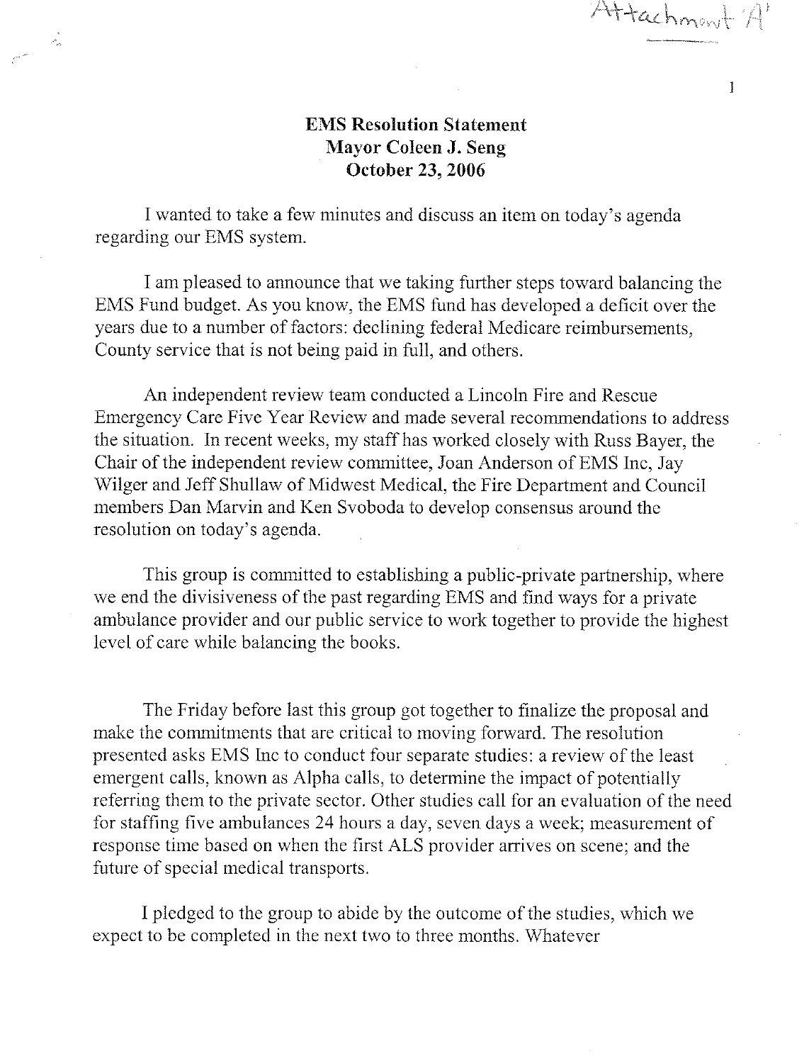Attachment 'A'

**EMS Resolution Statement**
**Mayor Coleen J. Seng**
**October 23, 2006**

I wanted to take a few minutes and discuss an item on today's agenda regarding our EMS system.

I am pleased to announce that we taking further steps toward balancing the EMS Fund budget. As you know, the EMS fund has developed a deficit over the years due to a number of factors: declining federal Medicare reimbursements, County service that is not being paid in full, and others.

An independent review team conducted a Lincoln Fire and Rescue Emergency Care Five Year Review and made several recommendations to address the situation. In recent weeks, my staff has worked closely with Russ Bayer, the Chair of the independent review committee, Joan Anderson of EMS Inc, Jay Wilger and Jeff Shullaw of Midwest Medical, the Fire Department and Council members Dan Marvin and Ken Svoboda to develop consensus around the resolution on today's agenda.

This group is committed to establishing a public-private partnership, where we end the divisiveness of the past regarding EMS and find ways for a private ambulance provider and our public service to work together to provide the highest level of care while balancing the books.

The Friday before last this group got together to finalize the proposal and make the commitments that are critical to moving forward. The resolution presented asks EMS Inc to conduct four separate studies: a review of the least emergent calls, known as Alpha calls, to determine the impact of potentially referring them to the private sector. Other studies call for an evaluation of the need for staffing five ambulances 24 hours a day, seven days a week; measurement of response time based on when the first ALS provider arrives on scene; and the future of special medical transports.

I pledged to the group to abide by the outcome of the studies, which we expect to be completed in the next two to three months. Whatever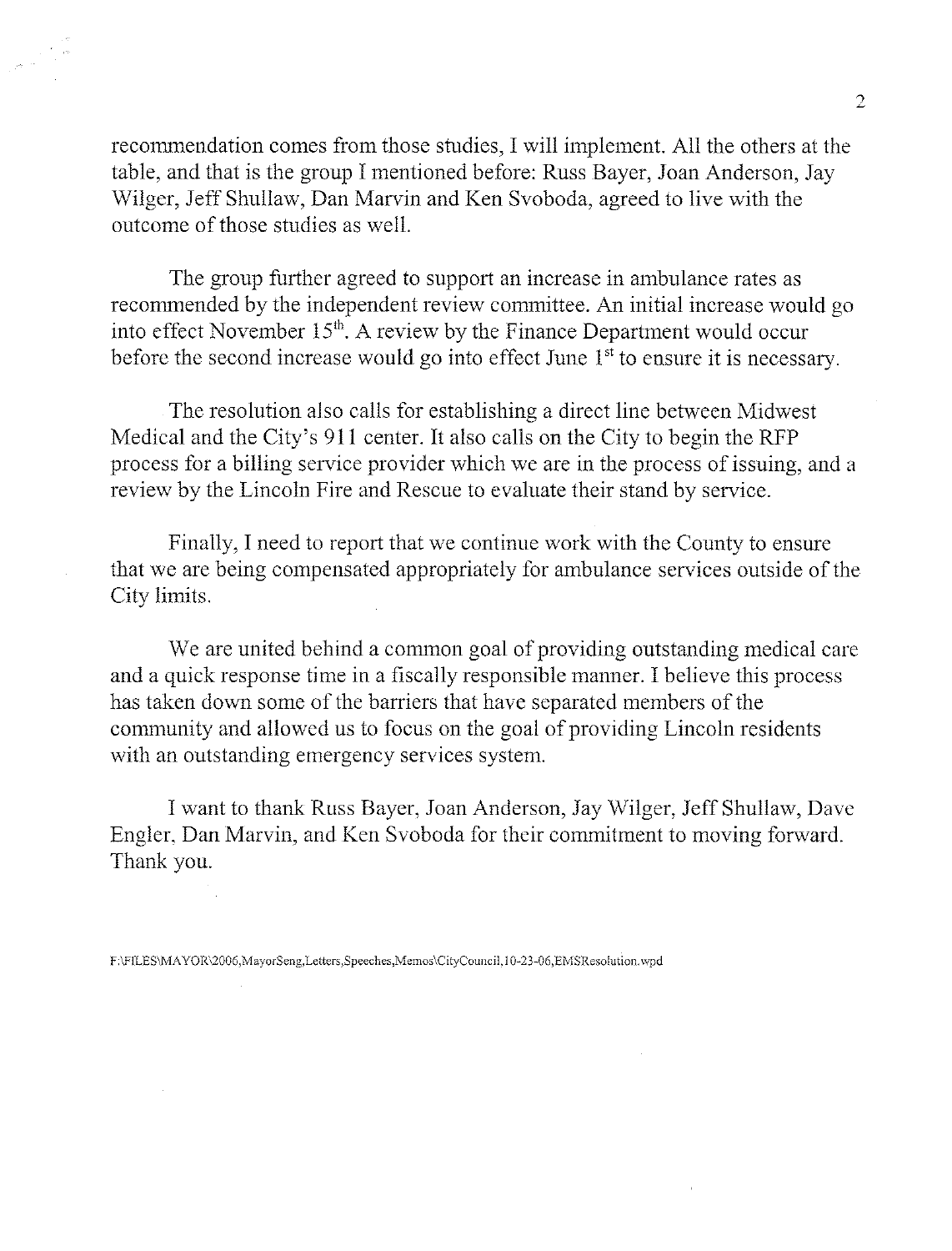recommendation comes from those studies, I will implement. All the others at the table, and that is the group I mentioned before: Russ Bayer, Joan Anderson, Jay Wilger, Jeff Shullaw, Dan Marvin and Ken Svoboda, agreed to live with the outcome of those studies as well.

The group further agreed to support an increase in ambulance rates as recommended by the independent review committee. An initial increase would go into effect November 15th. A review by the Finance Department would occur before the second increase would go into effect June 1st to ensure it is necessary.

The resolution also calls for establishing a direct line between Midwest Medical and the City's 911 center. It also calls on the City to begin the RFP process for a billing service provider which we are in the process of issuing, and a review by the Lincoln Fire and Rescue to evaluate their stand by service.

Finally, I need to report that we continue work with the County to ensure that we are being compensated appropriately for ambulance services outside of the City limits.

We are united behind a common goal of providing outstanding medical care and a quick response time in a fiscally responsible manner. I believe this process has taken down some of the barriers that have separated members of the community and allowed us to focus on the goal of providing Lincoln residents with an outstanding emergency services system.

I want to thank Russ Bayer, Joan Anderson, Jay Wilger, Jeff Shullaw, Dave Engler, Dan Marvin, and Ken Svoboda for their commitment to moving forward. Thank you.

F:\FILES\MAYOR\2006,MayorSeng,Letters,Speeches,Memos\CityCouncil,10-23-06,EMSResolution.wpd